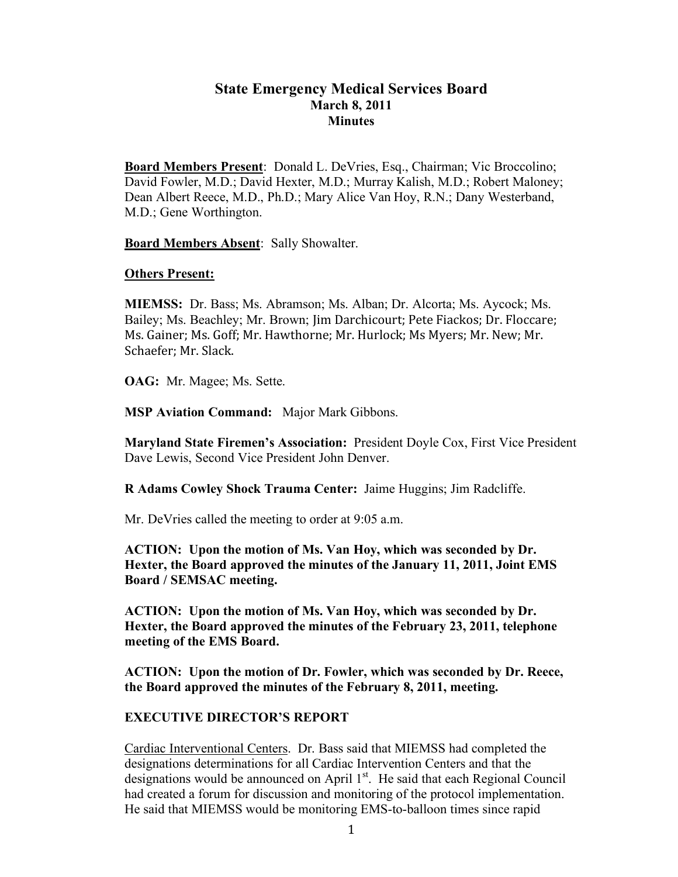# State Emergency Medical Services Board
## March 8, 2011
## Minutes

**Board Members Present**: Donald L. DeVries, Esq., Chairman; Vic Broccolino; David Fowler, M.D.; David Hexter, M.D.; Murray Kalish, M.D.; Robert Maloney; Dean Albert Reece, M.D., Ph.D.; Mary Alice Van Hoy, R.N.; Dany Westerband, M.D.; Gene Worthington.

**Board Members Absent**: Sally Showalter.

**Others Present:**

**MIEMSS:** Dr. Bass; Ms. Abramson; Ms. Alban; Dr. Alcorta; Ms. Aycock; Ms. Bailey; Ms. Beachley; Mr. Brown; Jim Darchicourt; Pete Fiackos; Dr. Floccare; Ms. Gainer; Ms. Goff; Mr. Hawthorne; Mr. Hurlock; Ms Myers; Mr. New; Mr. Schaefer; Mr. Slack.

**OAG:** Mr. Magee; Ms. Sette.

**MSP Aviation Command:** Major Mark Gibbons.

**Maryland State Firemen's Association:** President Doyle Cox, First Vice President Dave Lewis, Second Vice President John Denver.

**R Adams Cowley Shock Trauma Center:** Jaime Huggins; Jim Radcliffe.

Mr. DeVries called the meeting to order at 9:05 a.m.

**ACTION: Upon the motion of Ms. Van Hoy, which was seconded by Dr. Hexter, the Board approved the minutes of the January 11, 2011, Joint EMS Board / SEMSAC meeting.**

**ACTION: Upon the motion of Ms. Van Hoy, which was seconded by Dr. Hexter, the Board approved the minutes of the February 23, 2011, telephone meeting of the EMS Board.**

**ACTION: Upon the motion of Dr. Fowler, which was seconded by Dr. Reece, the Board approved the minutes of the February 8, 2011, meeting.**

## EXECUTIVE DIRECTOR'S REPORT

Cardiac Interventional Centers. Dr. Bass said that MIEMSS had completed the designations determinations for all Cardiac Intervention Centers and that the designations would be announced on April 1st. He said that each Regional Council had created a forum for discussion and monitoring of the protocol implementation. He said that MIEMSS would be monitoring EMS-to-balloon times since rapid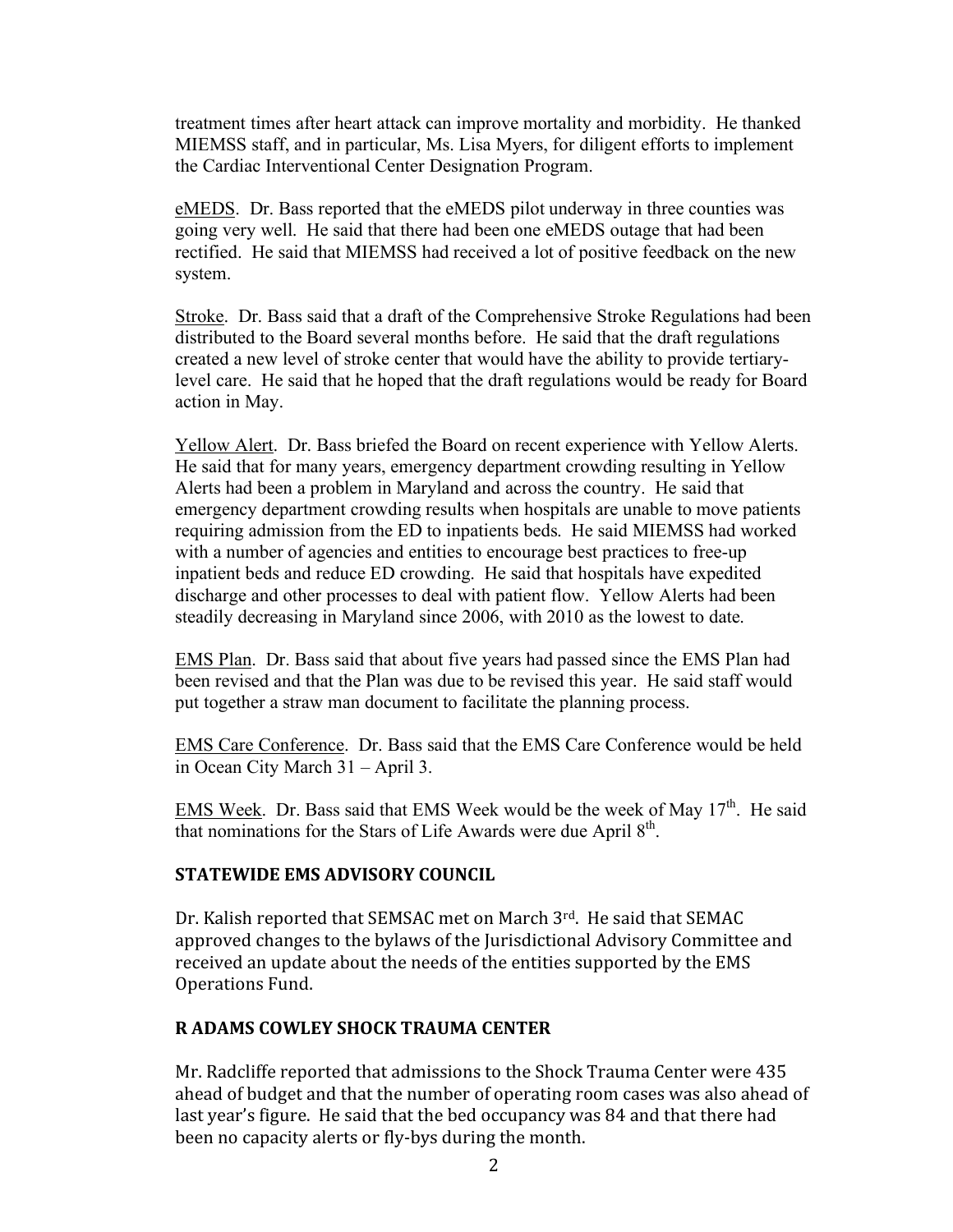treatment times after heart attack can improve mortality and morbidity. He thanked MIEMSS staff, and in particular, Ms. Lisa Myers, for diligent efforts to implement the Cardiac Interventional Center Designation Program.

eMEDS. Dr. Bass reported that the eMEDS pilot underway in three counties was going very well. He said that there had been one eMEDS outage that had been rectified. He said that MIEMSS had received a lot of positive feedback on the new system.

Stroke. Dr. Bass said that a draft of the Comprehensive Stroke Regulations had been distributed to the Board several months before. He said that the draft regulations created a new level of stroke center that would have the ability to provide tertiary-level care. He said that he hoped that the draft regulations would be ready for Board action in May.

Yellow Alert. Dr. Bass briefed the Board on recent experience with Yellow Alerts. He said that for many years, emergency department crowding resulting in Yellow Alerts had been a problem in Maryland and across the country. He said that emergency department crowding results when hospitals are unable to move patients requiring admission from the ED to inpatients beds. He said MIEMSS had worked with a number of agencies and entities to encourage best practices to free-up inpatient beds and reduce ED crowding. He said that hospitals have expedited discharge and other processes to deal with patient flow. Yellow Alerts had been steadily decreasing in Maryland since 2006, with 2010 as the lowest to date.

EMS Plan. Dr. Bass said that about five years had passed since the EMS Plan had been revised and that the Plan was due to be revised this year. He said staff would put together a straw man document to facilitate the planning process.

EMS Care Conference. Dr. Bass said that the EMS Care Conference would be held in Ocean City March 31 – April 3.

EMS Week. Dr. Bass said that EMS Week would be the week of May 17th. He said that nominations for the Stars of Life Awards were due April 8th.

## STATEWIDE EMS ADVISORY COUNCIL

Dr. Kalish reported that SEMSAC met on March 3rd. He said that SEMAC approved changes to the bylaws of the Jurisdictional Advisory Committee and received an update about the needs of the entities supported by the EMS Operations Fund.

## R ADAMS COWLEY SHOCK TRAUMA CENTER

Mr. Radcliffe reported that admissions to the Shock Trauma Center were 435 ahead of budget and that the number of operating room cases was also ahead of last year's figure. He said that the bed occupancy was 84 and that there had been no capacity alerts or fly-bys during the month.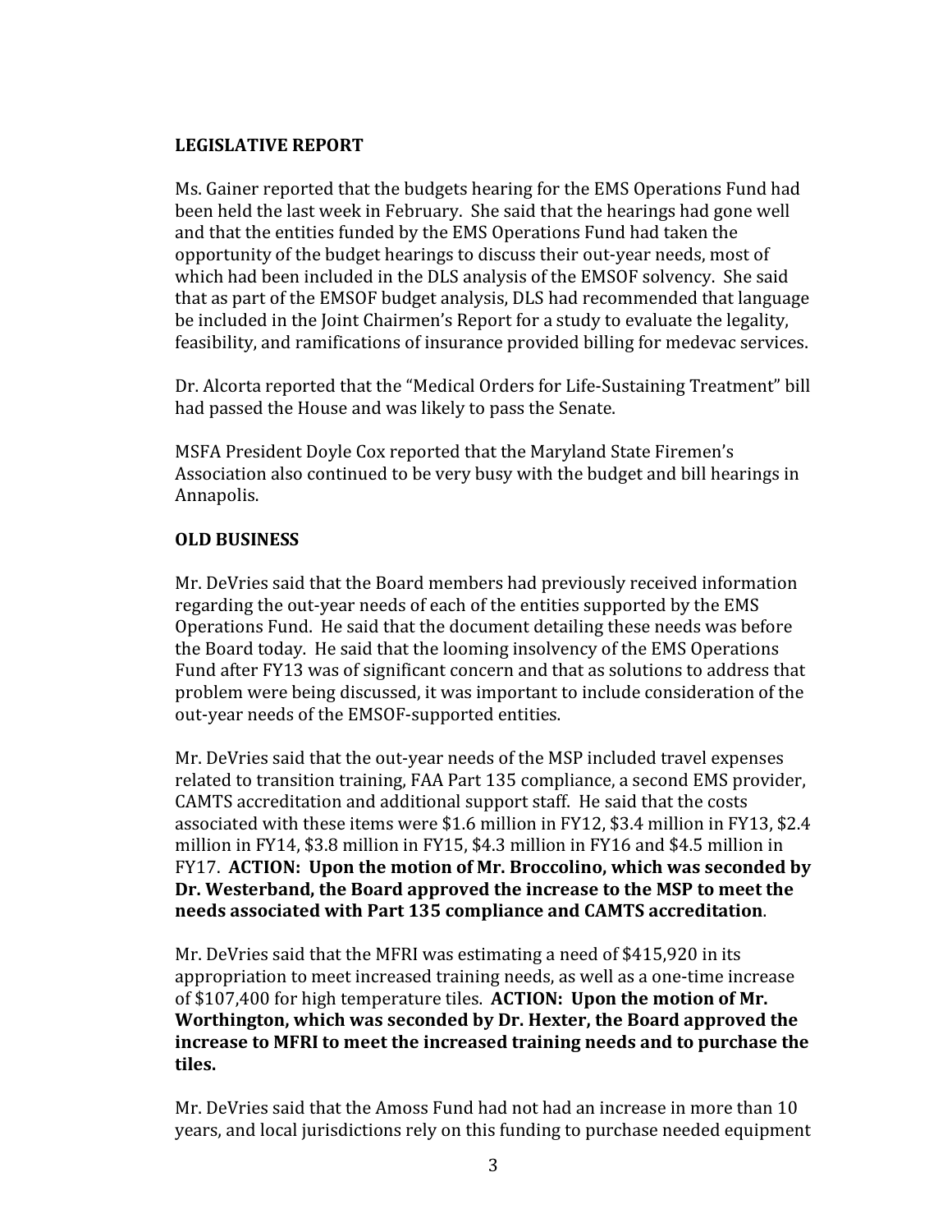**LEGISLATIVE REPORT**

Ms. Gainer reported that the budgets hearing for the EMS Operations Fund had been held the last week in February. She said that the hearings had gone well and that the entities funded by the EMS Operations Fund had taken the opportunity of the budget hearings to discuss their out-year needs, most of which had been included in the DLS analysis of the EMSOF solvency. She said that as part of the EMSOF budget analysis, DLS had recommended that language be included in the Joint Chairmen's Report for a study to evaluate the legality, feasibility, and ramifications of insurance provided billing for medevac services.

Dr. Alcorta reported that the "Medical Orders for Life-Sustaining Treatment" bill had passed the House and was likely to pass the Senate.

MSFA President Doyle Cox reported that the Maryland State Firemen's Association also continued to be very busy with the budget and bill hearings in Annapolis.

**OLD BUSINESS**

Mr. DeVries said that the Board members had previously received information regarding the out-year needs of each of the entities supported by the EMS Operations Fund. He said that the document detailing these needs was before the Board today. He said that the looming insolvency of the EMS Operations Fund after FY13 was of significant concern and that as solutions to address that problem were being discussed, it was important to include consideration of the out-year needs of the EMSOF-supported entities.

Mr. DeVries said that the out-year needs of the MSP included travel expenses related to transition training, FAA Part 135 compliance, a second EMS provider, CAMTS accreditation and additional support staff. He said that the costs associated with these items were $1.6 million in FY12, $3.4 million in FY13, $2.4 million in FY14, $3.8 million in FY15, $4.3 million in FY16 and $4.5 million in FY17. **ACTION: Upon the motion of Mr. Broccolino, which was seconded by Dr. Westerband, the Board approved the increase to the MSP to meet the needs associated with Part 135 compliance and CAMTS accreditation**.

Mr. DeVries said that the MFRI was estimating a need of $415,920 in its appropriation to meet increased training needs, as well as a one-time increase of $107,400 for high temperature tiles. **ACTION: Upon the motion of Mr. Worthington, which was seconded by Dr. Hexter, the Board approved the increase to MFRI to meet the increased training needs and to purchase the tiles.**

Mr. DeVries said that the Amoss Fund had not had an increase in more than 10 years, and local jurisdictions rely on this funding to purchase needed equipment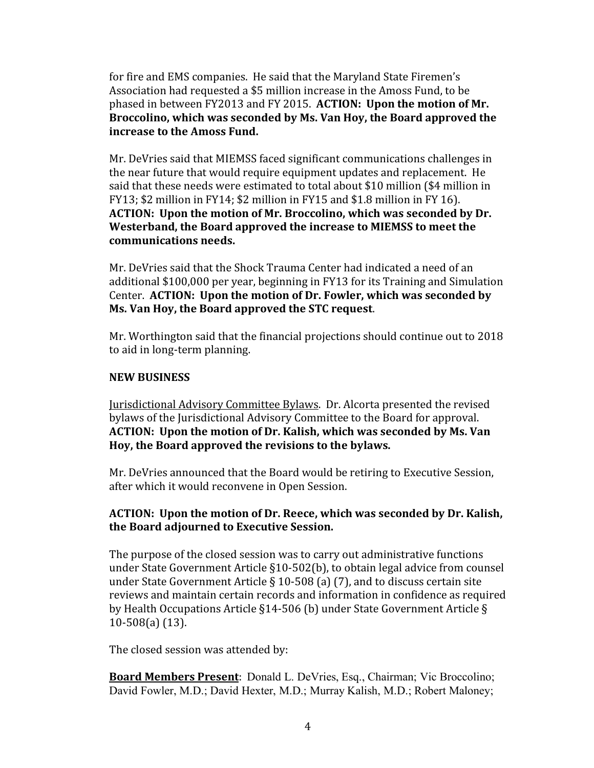for fire and EMS companies. He said that the Maryland State Firemen's Association had requested a $5 million increase in the Amoss Fund, to be phased in between FY2013 and FY 2015. **ACTION: Upon the motion of Mr. Broccolino, which was seconded by Ms. Van Hoy, the Board approved the increase to the Amoss Fund.**

Mr. DeVries said that MIEMSS faced significant communications challenges in the near future that would require equipment updates and replacement. He said that these needs were estimated to total about $10 million ($4 million in FY13; $2 million in FY14; $2 million in FY15 and $1.8 million in FY 16). **ACTION: Upon the motion of Mr. Broccolino, which was seconded by Dr. Westerband, the Board approved the increase to MIEMSS to meet the communications needs.**

Mr. DeVries said that the Shock Trauma Center had indicated a need of an additional $100,000 per year, beginning in FY13 for its Training and Simulation Center. **ACTION: Upon the motion of Dr. Fowler, which was seconded by Ms. Van Hoy, the Board approved the STC request**.

Mr. Worthington said that the financial projections should continue out to 2018 to aid in long-term planning.

**NEW BUSINESS**

Jurisdictional Advisory Committee Bylaws. Dr. Alcorta presented the revised bylaws of the Jurisdictional Advisory Committee to the Board for approval. **ACTION: Upon the motion of Dr. Kalish, which was seconded by Ms. Van Hoy, the Board approved the revisions to the bylaws.**

Mr. DeVries announced that the Board would be retiring to Executive Session, after which it would reconvene in Open Session.

**ACTION: Upon the motion of Dr. Reece, which was seconded by Dr. Kalish, the Board adjourned to Executive Session.**

The purpose of the closed session was to carry out administrative functions under State Government Article §10-502(b), to obtain legal advice from counsel under State Government Article § 10-508 (a) (7), and to discuss certain site reviews and maintain certain records and information in confidence as required by Health Occupations Article §14-506 (b) under State Government Article § 10-508(a) (13).

The closed session was attended by:

**Board Members Present**: Donald L. DeVries, Esq., Chairman; Vic Broccolino; David Fowler, M.D.; David Hexter, M.D.; Murray Kalish, M.D.; Robert Maloney;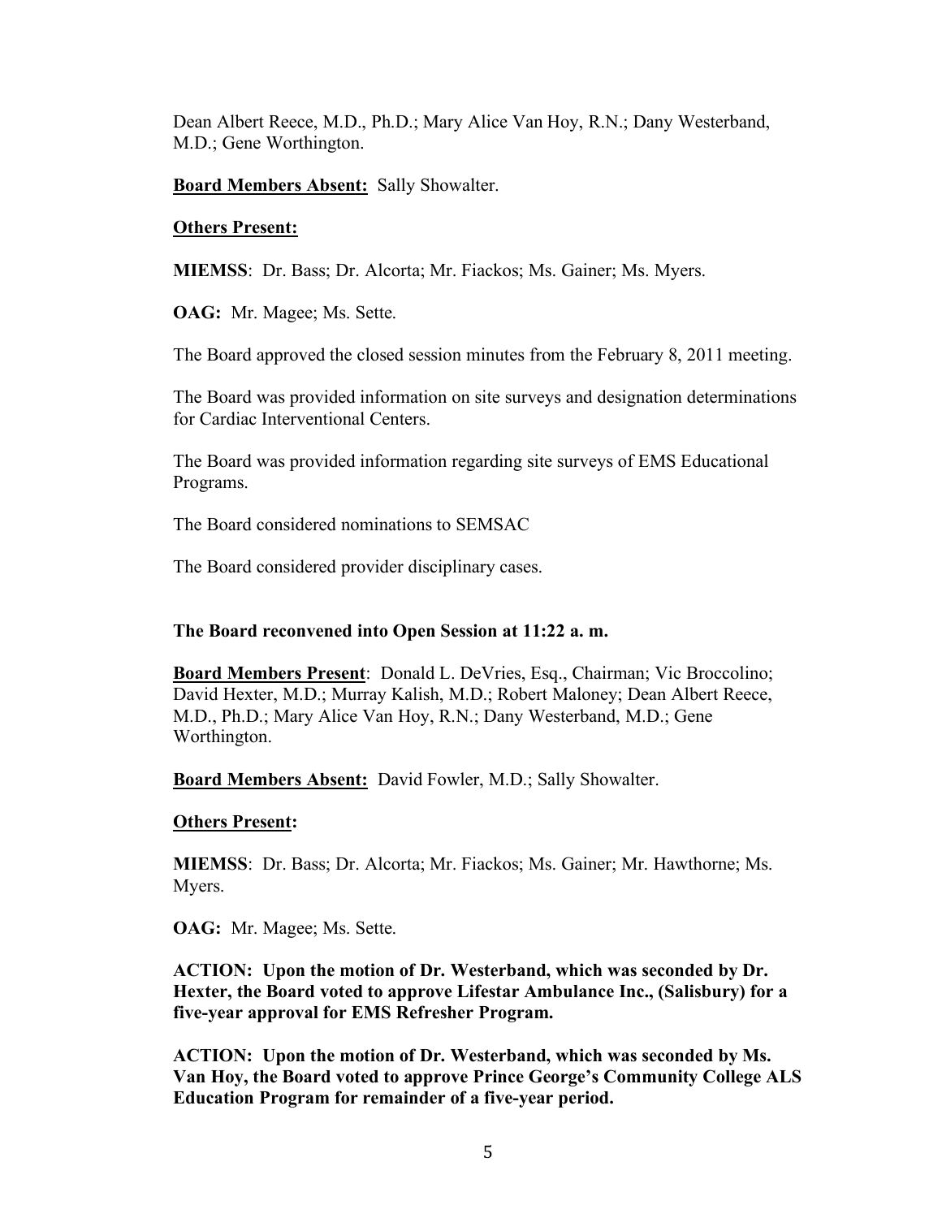Dean Albert Reece, M.D., Ph.D.; Mary Alice Van Hoy, R.N.; Dany Westerband, M.D.; Gene Worthington.

**Board Members Absent:** Sally Showalter.

**Others Present:**

**MIEMSS**: Dr. Bass; Dr. Alcorta; Mr. Fiackos; Ms. Gainer; Ms. Myers.

**OAG:** Mr. Magee; Ms. Sette.

The Board approved the closed session minutes from the February 8, 2011 meeting.

The Board was provided information on site surveys and designation determinations for Cardiac Interventional Centers.

The Board was provided information regarding site surveys of EMS Educational Programs.

The Board considered nominations to SEMSAC

The Board considered provider disciplinary cases.

**The Board reconvened into Open Session at 11:22 a. m.**

**Board Members Present**: Donald L. DeVries, Esq., Chairman; Vic Broccolino; David Hexter, M.D.; Murray Kalish, M.D.; Robert Maloney; Dean Albert Reece, M.D., Ph.D.; Mary Alice Van Hoy, R.N.; Dany Westerband, M.D.; Gene Worthington.

**Board Members Absent:** David Fowler, M.D.; Sally Showalter.

**Others Present:**

**MIEMSS**: Dr. Bass; Dr. Alcorta; Mr. Fiackos; Ms. Gainer; Mr. Hawthorne; Ms. Myers.

**OAG:** Mr. Magee; Ms. Sette.

**ACTION: Upon the motion of Dr. Westerband, which was seconded by Dr. Hexter, the Board voted to approve Lifestar Ambulance Inc., (Salisbury) for a five-year approval for EMS Refresher Program.**

**ACTION: Upon the motion of Dr. Westerband, which was seconded by Ms. Van Hoy, the Board voted to approve Prince George's Community College ALS Education Program for remainder of a five-year period.**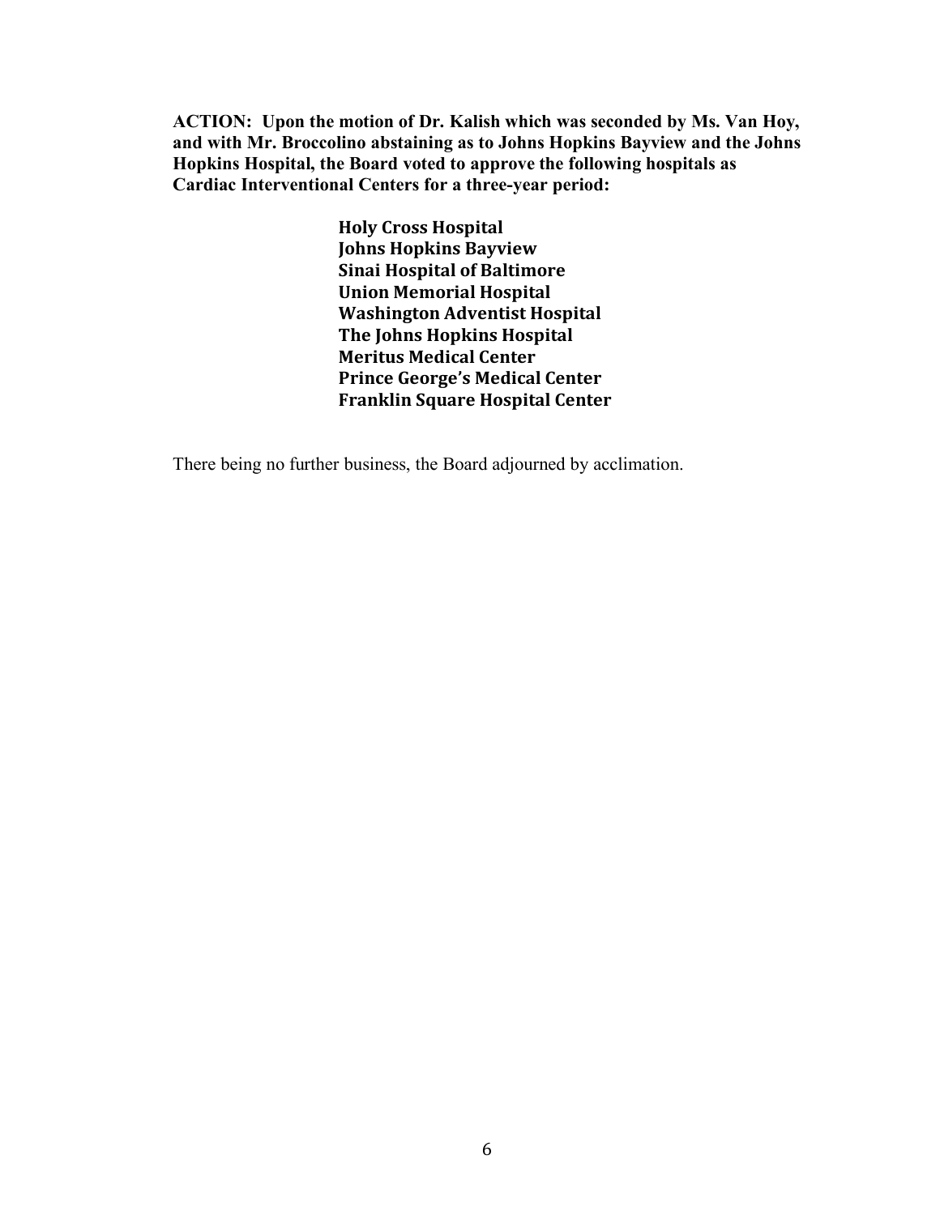**ACTION: Upon the motion of Dr. Kalish which was seconded by Ms. Van Hoy, and with Mr. Broccolino abstaining as to Johns Hopkins Bayview and the Johns Hopkins Hospital, the Board voted to approve the following hospitals as Cardiac Interventional Centers for a three-year period:**

**Holy Cross Hospital**
**Johns Hopkins Bayview**
**Sinai Hospital of Baltimore**
**Union Memorial Hospital**
**Washington Adventist Hospital**
**The Johns Hopkins Hospital**
**Meritus Medical Center**
**Prince George's Medical Center**
**Franklin Square Hospital Center**

There being no further business, the Board adjourned by acclimation.